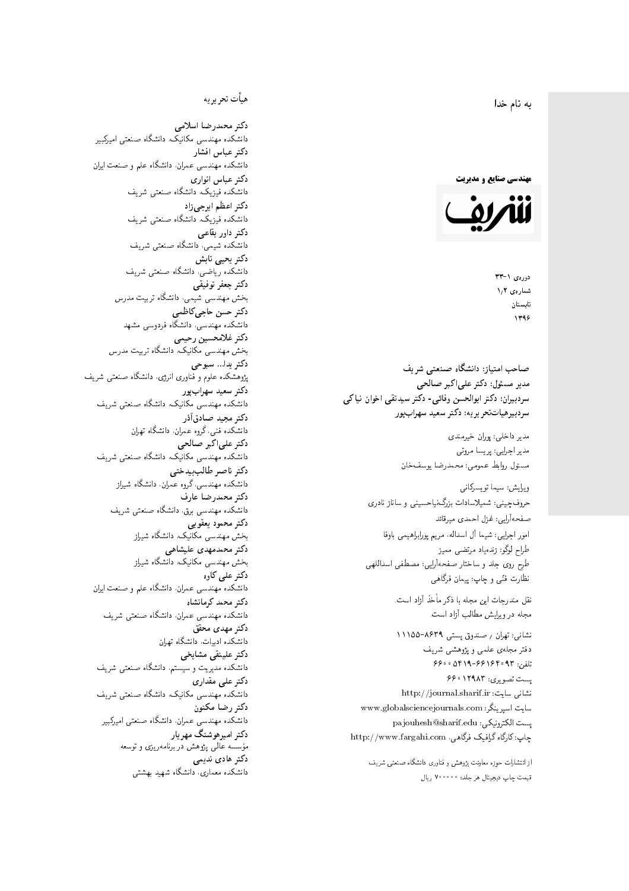به نام خدا

**مهندسی صنایع و مدیریت**

**شریف**

دوره‌ی ۱-۳۳
شماره‌ی ۱٫۲
تابستان
۱۳۹۶

**صاحب امتیاز: دانشگاه صنعتی شریف**
**مدیر مسئول: دکتر علی‌اکبر صالحی**
**سردبیران: دکتر ابوالحسن وفائی- دکتر سیدتقی اخوان نیاکی**
**سردبیرهیأت‌تحریریه: دکتر سعید سهراب‌پور**

مدیر داخلی: پوران خیرمندی
مدیر اجرایی: پریسا مروتی
مسئول روابط عمومی: محمدرضا یوسف‌خان

ویرایش: سیما تویسرکانی
حروف‌چینی: شمیلاسادات بزرگ‌نیاحسینی و ساناز نادری
صفحه‌آرایی: غزل احمدی میرقائد
امور اجرایی: شیما آل اسداله، مریم پورابراهیمی باوفا
طراح لوگو: زنده‌یاد مرتضی ممیز
طرح روی جلد و ساختار صفحه‌آرایی: مصطفی اسداللهی
نظارت فنّی و چاپ: پیمان فرگاهی

نقل مندرجات این مجله با ذکر مأخذ آزاد است.
مجله در ویرایش مطالب آزاد است.

نشانی: تهران / صندوق پستی ۸۶۳۹-۱۱۱۵۵
دفتر مجله‌ی علمی و پژوهشی شریف
تلفن: ۶۶۱۶۴۰۹۳-۶۶۰۰۵۴۱۹
پست تصویری: ۶۶۰۱۲۹۸۳
نشانی سایت: http://journal.sharif.ir
سایت اسپرینگر: www.globalsciencejournals.com
پست الکترونیکی: pajouhesh@sharif.edu
چاپ: کارگاه گرافیک فرگاهی، http://www.fargahi.com

از انتشارات حوزه معاونت پژوهش و فناوری دانشگاه صنعتی شریف
قیمت چاپ دیجیتال هر جلد: ۷۰۰۰۰۰ ریال

## هیأت تحریریه

**دکتر محمدرضا اسلامی**
دانشکده مهندسی مکانیک، دانشگاه صنعتی امیرکبیر
**دکتر عباس افشار**
دانشکده مهندسی عمران، دانشگاه علم و صنعت ایران
**دکتر عباس انواری**
دانشکده فیزیک، دانشگاه صنعتی شریف
**دکتر اعظم ایرجی‌زاد**
دانشکده فیزیک، دانشگاه صنعتی شریف
**دکتر داور بقاعی**
دانشکده شیمی، دانشگاه صنعتی شریف
**دکتر یحیی تابش**
دانشکده ریاضی، دانشگاه صنعتی شریف
**دکتر جعفر توفیقی**
بخش مهندسی شیمی، دانشگاه تربیت مدرس
**دکتر حسن حاجی‌کاظمی**
دانشکده مهندسی، دانشگاه فردوسی مشهد
**دکتر غلامحسین رحیمی**
بخش مهندسی مکانیک، دانشگاه تربیت مدرس
**دکتر یدا... سبوحی**
پژوهشکده علوم و فناوری انرژی، دانشگاه صنعتی شریف
**دکتر سعید سهراب‌پور**
دانشکده مهندسی مکانیک، دانشگاه صنعتی شریف
**دکتر مجید صادق‌آذر**
دانشکده فنی، گروه عمران، دانشگاه تهران
**دکتر علی‌اکبر صالحی**
دانشکده مهندسی مکانیک، دانشگاه صنعتی شریف
**دکتر ناصر طالب‌بیدختی**
دانشکده مهندسی، گروه عمران، دانشگاه شیراز
**دکتر محمدرضا عارف**
دانشکده مهندسی برق، دانشگاه صنعتی شریف
**دکتر محمود یعقوبی**
بخش مهندسی مکانیک، دانشگاه شیراز
**دکتر محمدمهدی علیشاهی**
بخش مهندسی مکانیک، دانشگاه شیراز
**دکتر علی کاوه**
دانشکده مهندسی عمران، دانشگاه علم و صنعت ایران
**دکتر محمد کرمانشاه**
دانشکده مهندسی عمران، دانشگاه صنعتی شریف
**دکتر مهدی محقق**
دانشکده ادبیات، دانشگاه تهران
**دکتر علینقی مشایخی**
دانشکده مدیریت و سیستم، دانشگاه صنعتی شریف
**دکتر علی مقداری**
دانشکده مهندسی مکانیک، دانشگاه صنعتی شریف
**دکتر رضا مکنون**
دانشکده مهندسی عمران، دانشگاه صنعتی امیرکبیر
**دکتر امیرهوشنگ مهریار**
مؤسسه عالی پژوهش در برنامه‌ریزی و توسعه
**دکتر هادی ندیمی**
دانشکده معماری، دانشگاه شهید بهشتی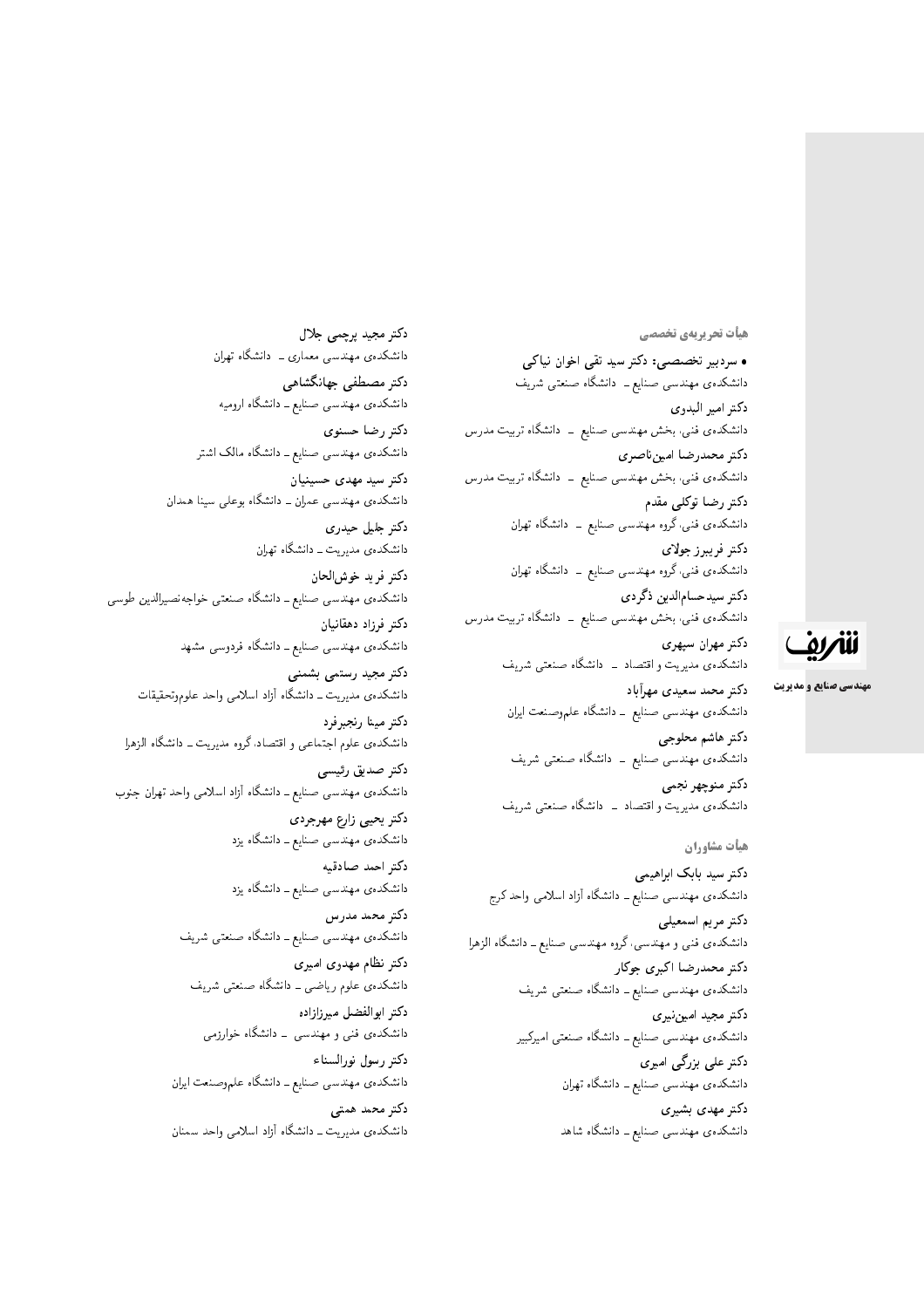## هیأت تحریریه‌ی تخصصی

• **سردبیر تخصصی: دکتر سید تقی اخوان نیاکی**
دانشکده‌ی مهندسی صنایع ــ دانشگاه صنعتی شریف

**دکتر امیر البدوی**
دانشکده‌ی فنی، بخش مهندسی صنایع ــ دانشگاه تربیت مدرس

**دکتر محمدرضا امین‌ناصری**
دانشکده‌ی فنی، بخش مهندسی صنایع ــ دانشگاه تربیت مدرس

**دکتر رضا توکلی مقدم**
دانشکده‌ی فنی، گروه مهندسی صنایع ــ دانشگاه تهران

**دکتر فریبرز جولای**
دانشکده‌ی فنی، گروه مهندسی صنایع ــ دانشگاه تهران

**دکتر سیدحسام‌الدین ذگردی**
دانشکده‌ی فنی، بخش مهندسی صنایع ــ دانشگاه تربیت مدرس

**دکتر مهران سپهری**
دانشکده‌ی مدیریت و اقتصاد ــ دانشگاه صنعتی شریف

**دکتر محمد سعیدی مهرآباد**
دانشکده‌ی مهندسی صنایع ــ دانشگاه علم‌وصنعت ایران

**دکتر هاشم محلوجی**
دانشکده‌ی مهندسی صنایع ــ دانشگاه صنعتی شریف

**دکتر منوچهر نجمی**
دانشکده‌ی مدیریت و اقتصاد ــ دانشگاه صنعتی شریف

## هیأت مشاوران

**دکتر سید بابک ابراهیمی**
دانشکده‌ی مهندسی صنایع ــ دانشگاه آزاد اسلامی واحد کرج

**دکتر مریم اسمعیلی**
دانشکده‌ی فنی و مهندسی، گروه مهندسی صنایع ــ دانشگاه الزهرا

**دکتر محمدرضا اکبری جوکار**
دانشکده‌ی مهندسی صنایع ــ دانشگاه صنعتی شریف

**دکتر مجید امین‌نیری**
دانشکده‌ی مهندسی صنایع ــ دانشگاه صنعتی امیرکبیر

**دکتر علی بزرگی امیری**
دانشکده‌ی مهندسی صنایع ــ دانشگاه تهران

**دکتر مهدی بشیری**
دانشکده‌ی مهندسی صنایع ــ دانشگاه شاهد

**دکتر مجید پرچمی جلال**
دانشکده‌ی مهندسی معماری ــ دانشگاه تهران

**دکتر مصطفی جهانگشاهی**
دانشکده‌ی مهندسی صنایع ــ دانشگاه ارومیه

**دکتر رضا حسنوی**
دانشکده‌ی مهندسی صنایع ــ دانشگاه مالک اشتر

**دکتر سید مهدی حسینیان**
دانشکده‌ی مهندسی عمران ــ دانشگاه بوعلی سینا همدان

**دکتر جلیل حیدری**
دانشکده‌ی مدیریت ــ دانشگاه تهران

**دکتر فرید خوش‌الحان**
دانشکده‌ی مهندسی صنایع ــ دانشگاه صنعتی خواجه‌نصیرالدین طوسی

**دکتر فرزاد دهقانیان**
دانشکده‌ی مهندسی صنایع ــ دانشگاه فردوسی مشهد

**دکتر مجید رستمی بشمنی**
دانشکده‌ی مدیریت ــ دانشگاه آزاد اسلامی واحد علوم‌وتحقیقات

**دکتر مینا رنجبرفرد**
دانشکده‌ی علوم اجتماعی و اقتصاد، گروه مدیریت ــ دانشگاه الزهرا

**دکتر صدیق رئیسی**
دانشکده‌ی مهندسی صنایع ــ دانشگاه آزاد اسلامی واحد تهران جنوب

**دکتر یحیی زارع مهرجردی**
دانشکده‌ی مهندسی صنایع ــ دانشگاه یزد

**دکتر احمد صادقیه**
دانشکده‌ی مهندسی صنایع ــ دانشگاه یزد

**دکتر محمد مدرس**
دانشکده‌ی مهندسی صنایع ــ دانشگاه صنعتی شریف

**دکتر نظام مهدوی امیری**
دانشکده‌ی علوم ریاضی ــ دانشگاه صنعتی شریف

**دکتر ابوالفضل میرزازاده**
دانشکده‌ی فنی و مهندسی ــ دانشگاه خوارزمی

**دکتر رسول نورالسناء**
دانشکده‌ی مهندسی صنایع ــ دانشگاه علم‌وصنعت ایران

**دکتر محمد همتی**
دانشکده‌ی مدیریت ــ دانشگاه آزاد اسلامی واحد سمنان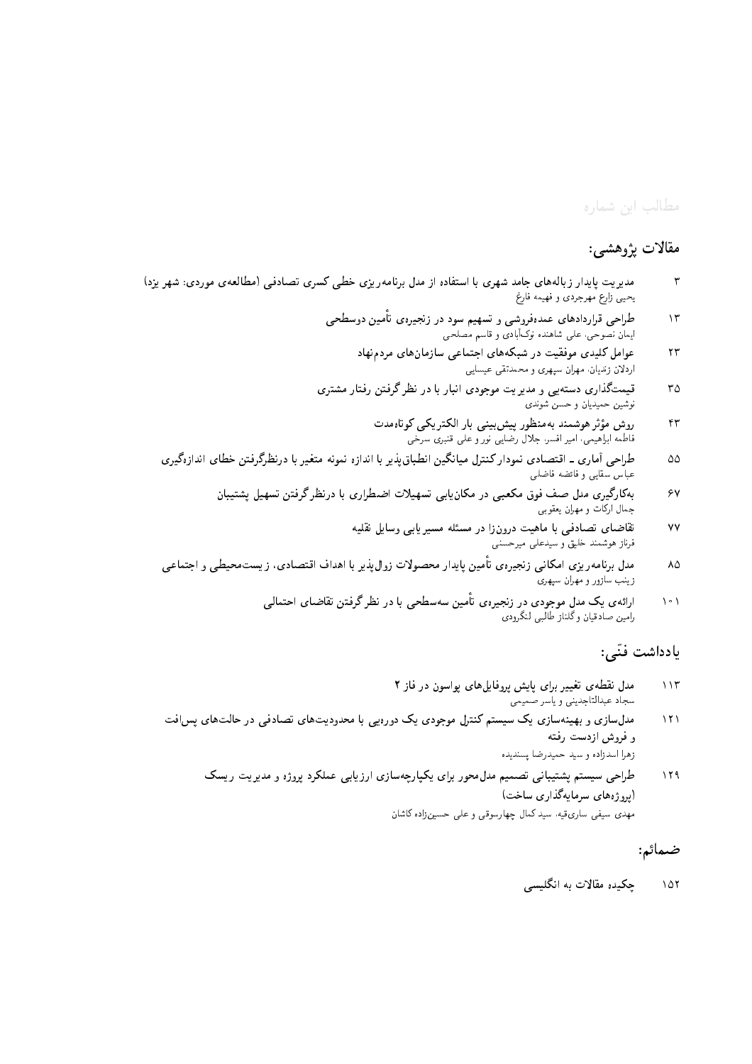## مطالب این شماره

## مقالات پژوهشی:

۳ — **مدیریت پایدار زباله‌های جامد شهری با استفاده از مدل برنامه‌ریزی خطی کسری تصادفی (مطالعه‌ی موردی: شهر یزد)**
یحیی زارع مهرجردی و فهیمه فارغ

۱۳ — **طراحی قراردادهای عمده‌فروشی و تسهیم سود در زنجیره‌ی تأمین دوسطحی**
ایمان نصوحی، علی شاهنده نوک‌آبادی و قاسم مصلحی

۲۳ — **عوامل کلیدی موفقیت در شبکه‌های اجتماعی سازمان‌های مردم‌نهاد**
اردلان زندیان، مهران سپهری و محمدتقی عیسایی

۳۵ — **قیمت‌گذاری دسته‌یی و مدیریت موجودی انبار با در نظر گرفتن رفتار مشتری**
نوشین حمیدیان و حسن شوندی

۴۳ — **روش مؤثر هوشمند به‌منظور پیش‌بینی بار الکتریکی کوتاه‌مدت**
فاطمه ابراهیمی، امیر افسر، جلال رضایی نور و علی قنبری سرخی

۵۵ — **طراحی آماری ـ اقتصادی نمودار کنترل میانگین انطباق‌پذیر با اندازه نمونه متغیر با درنظرگرفتن خطای اندازه‌گیری**
عباس سقایی و فائضه فاضلی

۶۷ — **به‌کارگیری مدل صف فوق مکعبی در مکان‌یابی تسهیلات اضطراری با درنظرگرفتن تسهیل پشتیبان**
جمال ارکات و مهران یعقوبی

۷۷ — **تقاضای تصادفی با ماهیت درون‌زا در مسئله مسیریابی وسایل نقلیه**
فرناز هوشمند خلیق و سیدعلی میرحسنی

۸۵ — **مدل برنامه‌ریزی امکانی زنجیره‌ی تأمین پایدار محصولات زوال‌پذیر با اهداف اقتصادی، زیست‌محیطی و اجتماعی**
زینب سازور و مهران سپهری

۱۰۱ — **ارائه‌ی یک مدل موجودی در زنجیره‌ی تأمین سه‌سطحی با در نظر گرفتن تقاضای احتمالی**
رامین صادقیان و گلناز طالبی لنگرودی

## یادداشت فنّی:

۱۱۳ — **مدل نقطه‌ی تغییر برای پایش پروفایل‌های پواسون در فاز ۲**
سجاد عبدالتاجدینی و یاسر صمیمی

۱۲۱ — **مدل‌سازی و بهینه‌سازی یک سیستم کنترل موجودی یک دوره‌یی با محدودیت‌های تصادفی در حالت‌های پس‌افت و فروش ازدست رفته**
زهرا اسدزاده و سید حمیدرضا پسندیده

۱۲۹ — **طراحی سیستم پشتیبانی تصمیم مدل‌محور برای یکپارچه‌سازی ارزیابی عملکرد پروژه و مدیریت ریسک (پروژه‌های سرمایه‌گذاری ساخت)**
مهدی سیفی ساری‌قیه، سید کمال چهارسوقی و علی حسین‌زاده کاشان

## ضمائم:

۱۵۲ — **چکیده مقالات به انگلیسی**